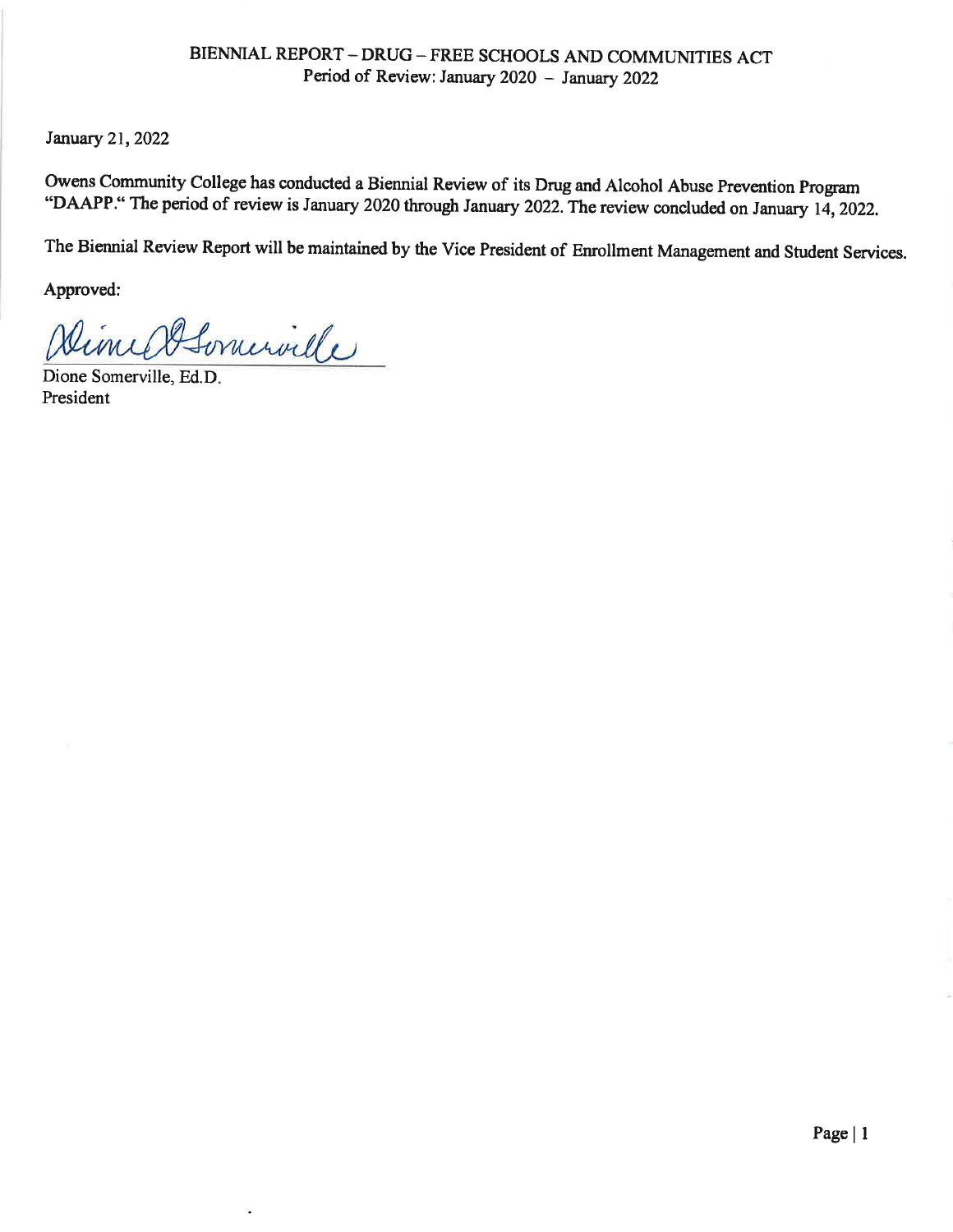# BIENNIAL REPORT – DRUG – FREE SCHOOLS AND COMMUNITIES ACT

Period of Review: January 2020 – January 2022

January 21, 2022

Owens Community College has conducted a Biennial Review of its Drug and Alcohol Abuse Prevention Program "DAAPP." The period of review is January 2020 through January 2022. The review concluded on January 14, 2022.

The Biennial Review Report will be maintained by the Vice President of Enrollment Management and Student Services.

Approved:

Dione Somerville, Ed.D.
President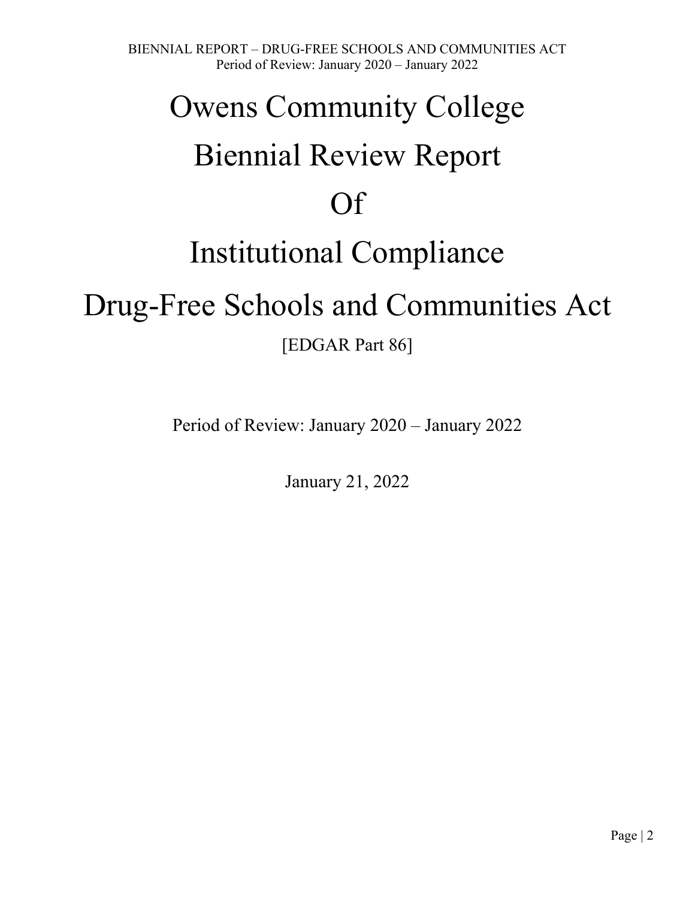# Owens Community College

# Biennial Review Report

# Of

# Institutional Compliance

# Drug-Free Schools and Communities Act

[EDGAR Part 86]

Period of Review: January 2020 – January 2022

January 21, 2022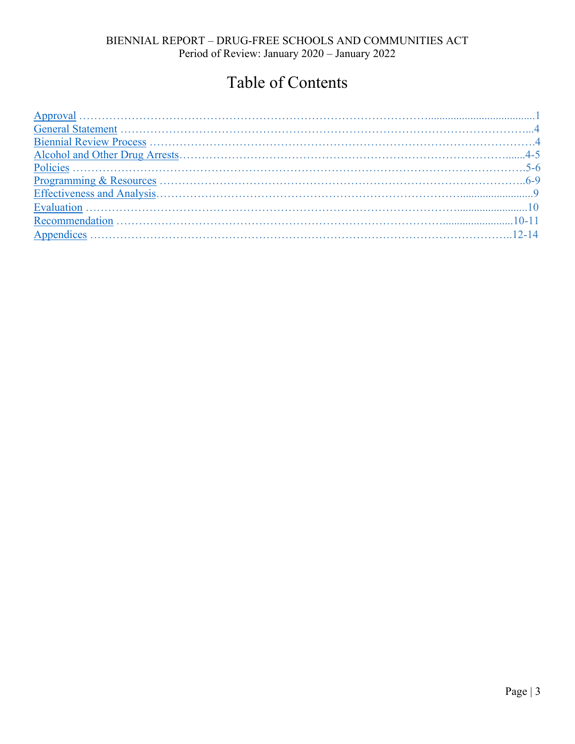BIENNIAL REPORT – DRUG-FREE SCHOOLS AND COMMUNITIES ACT
Period of Review: January 2020 – January 2022

# Table of Contents

| Section | Page |
| --- | --- |
| Approval | 1 |
| General Statement | 4 |
| Biennial Review Process | 4 |
| Alcohol and Other Drug Arrests | 4-5 |
| Policies | 5-6 |
| Programming & Resources | 6-9 |
| Effectiveness and Analysis | 9 |
| Evaluation | 10 |
| Recommendation | 10-11 |
| Appendices | 12-14 |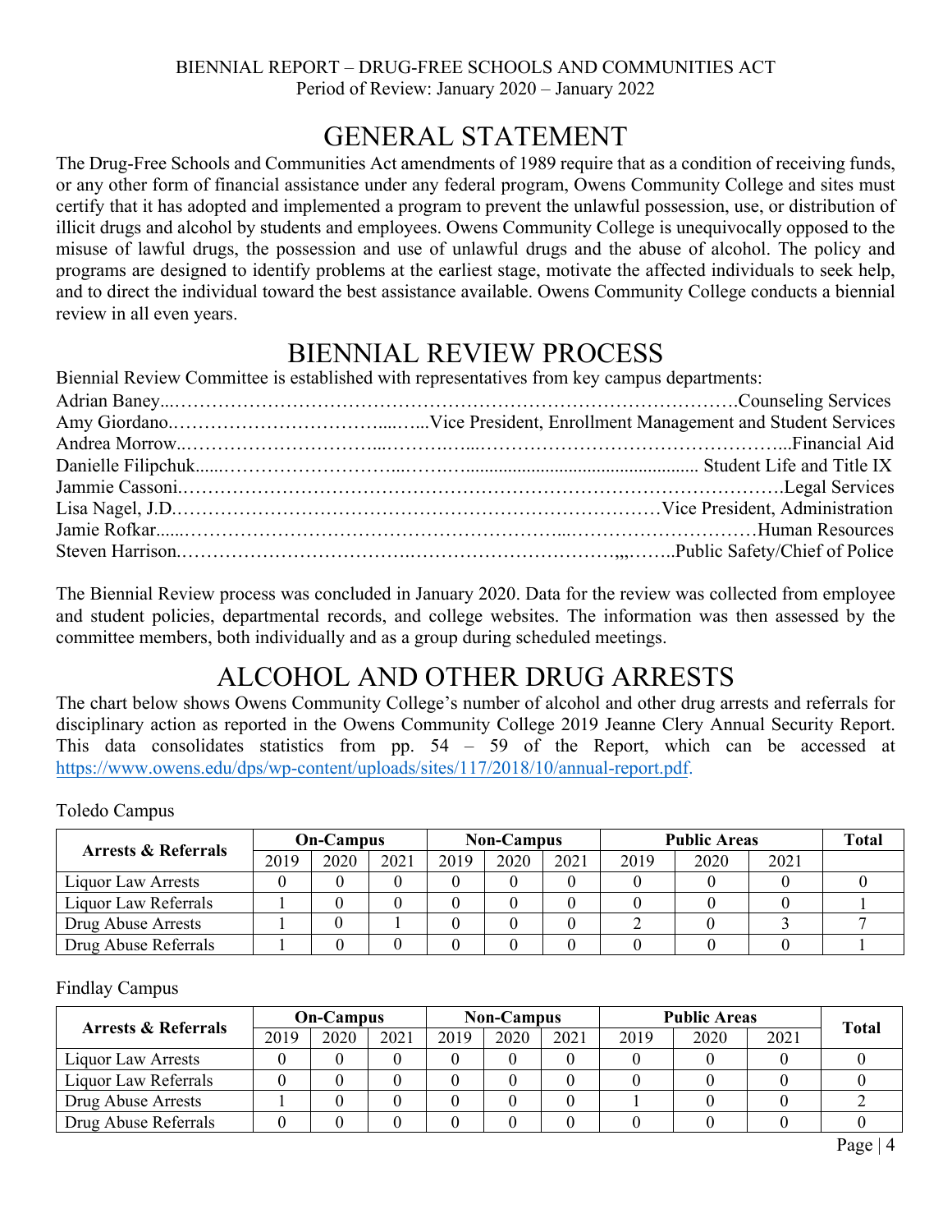BIENNIAL REPORT – DRUG-FREE SCHOOLS AND COMMUNITIES ACT
Period of Review: January 2020 – January 2022

# GENERAL STATEMENT

The Drug-Free Schools and Communities Act amendments of 1989 require that as a condition of receiving funds, or any other form of financial assistance under any federal program, Owens Community College and sites must certify that it has adopted and implemented a program to prevent the unlawful possession, use, or distribution of illicit drugs and alcohol by students and employees. Owens Community College is unequivocally opposed to the misuse of lawful drugs, the possession and use of unlawful drugs and the abuse of alcohol. The policy and programs are designed to identify problems at the earliest stage, motivate the affected individuals to seek help, and to direct the individual toward the best assistance available. Owens Community College conducts a biennial review in all even years.

# BIENNIAL REVIEW PROCESS

Biennial Review Committee is established with representatives from key campus departments:

Adrian Baney....................................................................................Counseling Services
Amy Giordano.........................................Vice President, Enrollment Management and Student Services
Andrea Morrow..............................................................................................Financial Aid
Danielle Filipchuk.............................................................................Student Life and Title IX
Jammie Cassoni...............................................................................................Legal Services
Lisa Nagel, J.D.........................................................................Vice President, Administration
Jamie Rofkar..............................................................................................Human Resources
Steven Harrison...................................................................................Public Safety/Chief of Police

The Biennial Review process was concluded in January 2020. Data for the review was collected from employee and student policies, departmental records, and college websites. The information was then assessed by the committee members, both individually and as a group during scheduled meetings.

# ALCOHOL AND OTHER DRUG ARRESTS

The chart below shows Owens Community College's number of alcohol and other drug arrests and referrals for disciplinary action as reported in the Owens Community College 2019 Jeanne Clery Annual Security Report. This data consolidates statistics from pp. 54 – 59 of the Report, which can be accessed at https://www.owens.edu/dps/wp-content/uploads/sites/117/2018/10/annual-report.pdf.

Toledo Campus

| Arrests & Referrals | On-Campus | | | Non-Campus | | | Public Areas | | | Total |
|---|---|---|---|---|---|---|---|---|---|---|
| | 2019 | 2020 | 2021 | 2019 | 2020 | 2021 | 2019 | 2020 | 2021 | |
| Liquor Law Arrests | 0 | 0 | 0 | 0 | 0 | 0 | 0 | 0 | 0 | 0 |
| Liquor Law Referrals | 1 | 0 | 0 | 0 | 0 | 0 | 0 | 0 | 0 | 1 |
| Drug Abuse Arrests | 1 | 0 | 1 | 0 | 0 | 0 | 2 | 0 | 3 | 7 |
| Drug Abuse Referrals | 1 | 0 | 0 | 0 | 0 | 0 | 0 | 0 | 0 | 1 |

Findlay Campus

| Arrests & Referrals | On-Campus | | | Non-Campus | | | Public Areas | | | Total |
|---|---|---|---|---|---|---|---|---|---|---|
| | 2019 | 2020 | 2021 | 2019 | 2020 | 2021 | 2019 | 2020 | 2021 | |
| Liquor Law Arrests | 0 | 0 | 0 | 0 | 0 | 0 | 0 | 0 | 0 | 0 |
| Liquor Law Referrals | 0 | 0 | 0 | 0 | 0 | 0 | 0 | 0 | 0 | 0 |
| Drug Abuse Arrests | 1 | 0 | 0 | 0 | 0 | 0 | 1 | 0 | 0 | 2 |
| Drug Abuse Referrals | 0 | 0 | 0 | 0 | 0 | 0 | 0 | 0 | 0 | 0 |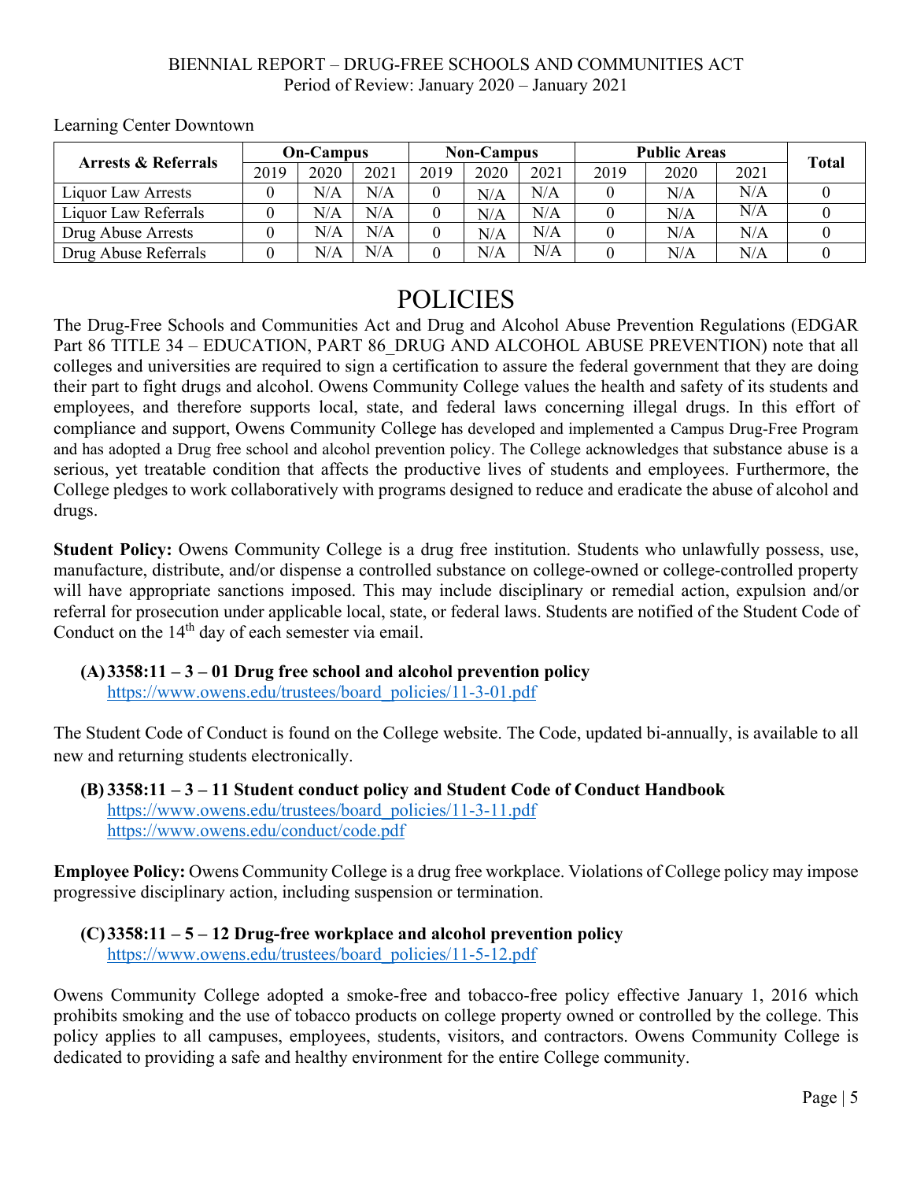Learning Center Downtown

| Arrests & Referrals | On-Campus | | | Non-Campus | | | Public Areas | | | Total |
|---|---|---|---|---|---|---|---|---|---|---|
| | 2019 | 2020 | 2021 | 2019 | 2020 | 2021 | 2019 | 2020 | 2021 | |
| Liquor Law Arrests | 0 | N/A | N/A | 0 | N/A | N/A | 0 | N/A | N/A | 0 |
| Liquor Law Referrals | 0 | N/A | N/A | 0 | N/A | N/A | 0 | N/A | N/A | 0 |
| Drug Abuse Arrests | 0 | N/A | N/A | 0 | N/A | N/A | 0 | N/A | N/A | 0 |
| Drug Abuse Referrals | 0 | N/A | N/A | 0 | N/A | N/A | 0 | N/A | N/A | 0 |

# POLICIES

The Drug-Free Schools and Communities Act and Drug and Alcohol Abuse Prevention Regulations (EDGAR Part 86 TITLE 34 – EDUCATION, PART 86_DRUG AND ALCOHOL ABUSE PREVENTION) note that all colleges and universities are required to sign a certification to assure the federal government that they are doing their part to fight drugs and alcohol. Owens Community College values the health and safety of its students and employees, and therefore supports local, state, and federal laws concerning illegal drugs. In this effort of compliance and support, Owens Community College has developed and implemented a Campus Drug-Free Program and has adopted a Drug free school and alcohol prevention policy. The College acknowledges that substance abuse is a serious, yet treatable condition that affects the productive lives of students and employees. Furthermore, the College pledges to work collaboratively with programs designed to reduce and eradicate the abuse of alcohol and drugs.

**Student Policy:** Owens Community College is a drug free institution. Students who unlawfully possess, use, manufacture, distribute, and/or dispense a controlled substance on college-owned or college-controlled property will have appropriate sanctions imposed. This may include disciplinary or remedial action, expulsion and/or referral for prosecution under applicable local, state, or federal laws. Students are notified of the Student Code of Conduct on the 14th day of each semester via email.

**(A) 3358:11 – 3 – 01 Drug free school and alcohol prevention policy**
https://www.owens.edu/trustees/board_policies/11-3-01.pdf

The Student Code of Conduct is found on the College website. The Code, updated bi-annually, is available to all new and returning students electronically.

**(B) 3358:11 – 3 – 11 Student conduct policy and Student Code of Conduct Handbook**
https://www.owens.edu/trustees/board_policies/11-3-11.pdf
https://www.owens.edu/conduct/code.pdf

**Employee Policy:** Owens Community College is a drug free workplace. Violations of College policy may impose progressive disciplinary action, including suspension or termination.

**(C) 3358:11 – 5 – 12 Drug-free workplace and alcohol prevention policy**
https://www.owens.edu/trustees/board_policies/11-5-12.pdf

Owens Community College adopted a smoke-free and tobacco-free policy effective January 1, 2016 which prohibits smoking and the use of tobacco products on college property owned or controlled by the college. This policy applies to all campuses, employees, students, visitors, and contractors. Owens Community College is dedicated to providing a safe and healthy environment for the entire College community.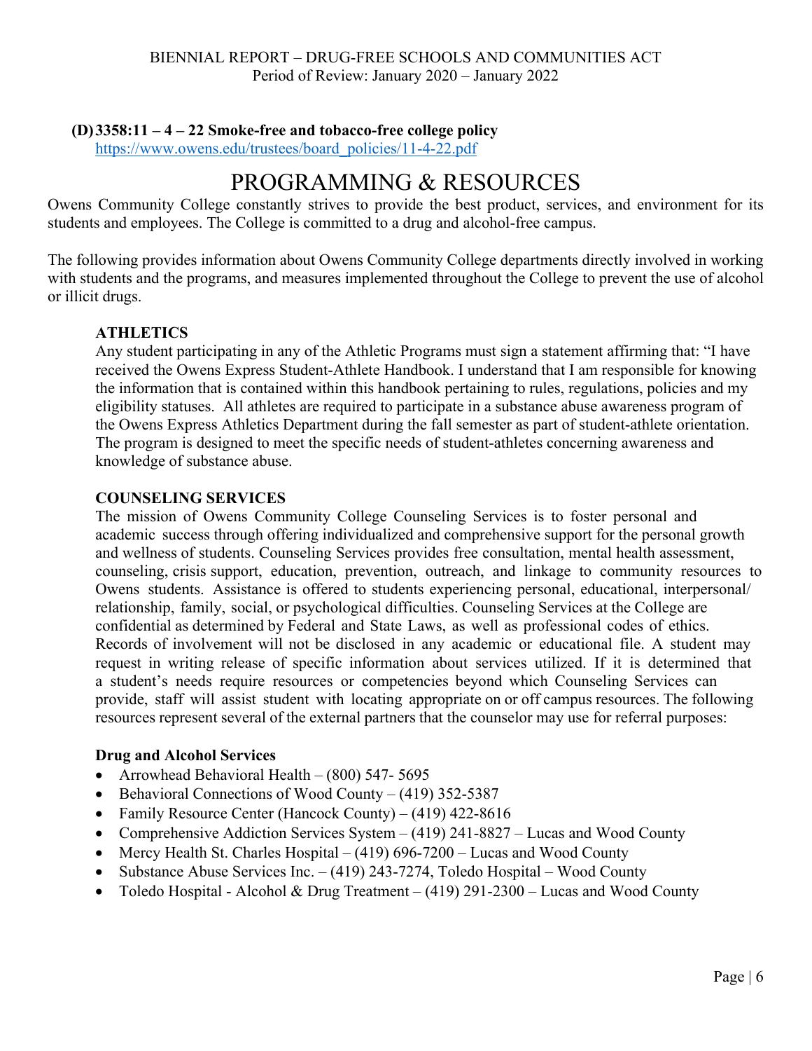**(D) 3358:11 – 4 – 22 Smoke-free and tobacco-free college policy**
https://www.owens.edu/trustees/board_policies/11-4-22.pdf

# PROGRAMMING & RESOURCES

Owens Community College constantly strives to provide the best product, services, and environment for its students and employees. The College is committed to a drug and alcohol-free campus.

The following provides information about Owens Community College departments directly involved in working with students and the programs, and measures implemented throughout the College to prevent the use of alcohol or illicit drugs.

### ATHLETICS

Any student participating in any of the Athletic Programs must sign a statement affirming that: "I have received the Owens Express Student-Athlete Handbook. I understand that I am responsible for knowing the information that is contained within this handbook pertaining to rules, regulations, policies and my eligibility statuses. All athletes are required to participate in a substance abuse awareness program of the Owens Express Athletics Department during the fall semester as part of student-athlete orientation. The program is designed to meet the specific needs of student-athletes concerning awareness and knowledge of substance abuse.

### COUNSELING SERVICES

The mission of Owens Community College Counseling Services is to foster personal and academic success through offering individualized and comprehensive support for the personal growth and wellness of students. Counseling Services provides free consultation, mental health assessment, counseling, crisis support, education, prevention, outreach, and linkage to community resources to Owens students. Assistance is offered to students experiencing personal, educational, interpersonal/ relationship, family, social, or psychological difficulties. Counseling Services at the College are confidential as determined by Federal and State Laws, as well as professional codes of ethics. Records of involvement will not be disclosed in any academic or educational file. A student may request in writing release of specific information about services utilized. If it is determined that a student's needs require resources or competencies beyond which Counseling Services can provide, staff will assist student with locating appropriate on or off campus resources. The following resources represent several of the external partners that the counselor may use for referral purposes:

**Drug and Alcohol Services**

- Arrowhead Behavioral Health – (800) 547- 5695
- Behavioral Connections of Wood County – (419) 352-5387
- Family Resource Center (Hancock County) – (419) 422-8616
- Comprehensive Addiction Services System – (419) 241-8827 – Lucas and Wood County
- Mercy Health St. Charles Hospital – (419) 696-7200 – Lucas and Wood County
- Substance Abuse Services Inc. – (419) 243-7274, Toledo Hospital – Wood County
- Toledo Hospital - Alcohol & Drug Treatment – (419) 291-2300 – Lucas and Wood County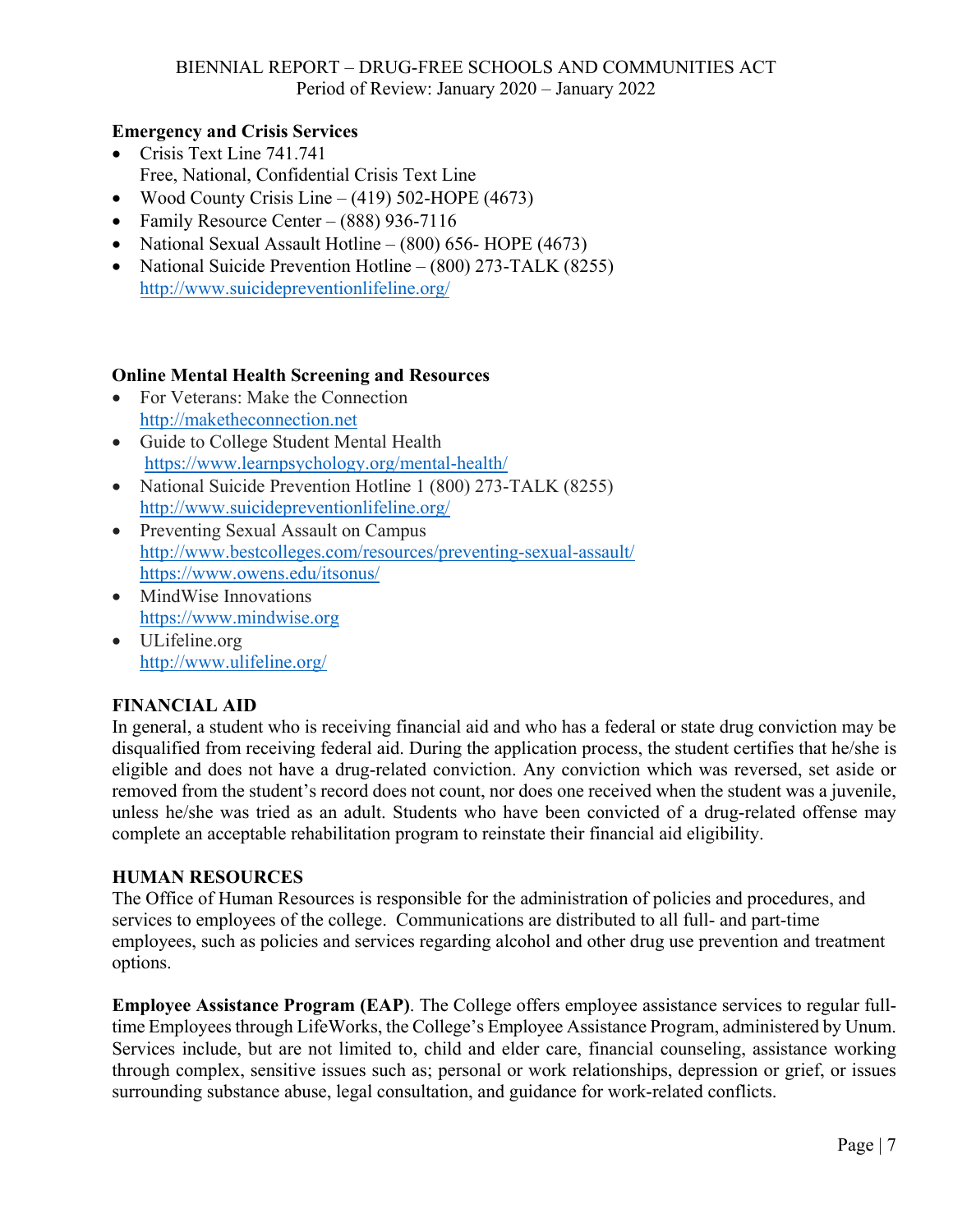**Emergency and Crisis Services**

- Crisis Text Line 741.741
  Free, National, Confidential Crisis Text Line
- Wood County Crisis Line – (419) 502-HOPE (4673)
- Family Resource Center – (888) 936-7116
- National Sexual Assault Hotline – (800) 656- HOPE (4673)
- National Suicide Prevention Hotline – (800) 273-TALK (8255)
  http://www.suicidepreventionlifeline.org/

**Online Mental Health Screening and Resources**

- For Veterans: Make the Connection
  http://maketheconnection.net
- Guide to College Student Mental Health
  https://www.learnpsychology.org/mental-health/
- National Suicide Prevention Hotline 1 (800) 273-TALK (8255)
  http://www.suicidepreventionlifeline.org/
- Preventing Sexual Assault on Campus
  http://www.bestcolleges.com/resources/preventing-sexual-assault/
  https://www.owens.edu/itsonus/
- MindWise Innovations
  https://www.mindwise.org
- ULifeline.org
  http://www.ulifeline.org/

## FINANCIAL AID

In general, a student who is receiving financial aid and who has a federal or state drug conviction may be disqualified from receiving federal aid. During the application process, the student certifies that he/she is eligible and does not have a drug-related conviction. Any conviction which was reversed, set aside or removed from the student's record does not count, nor does one received when the student was a juvenile, unless he/she was tried as an adult. Students who have been convicted of a drug-related offense may complete an acceptable rehabilitation program to reinstate their financial aid eligibility.

## HUMAN RESOURCES

The Office of Human Resources is responsible for the administration of policies and procedures, and services to employees of the college. Communications are distributed to all full- and part-time employees, such as policies and services regarding alcohol and other drug use prevention and treatment options.

**Employee Assistance Program (EAP)**. The College offers employee assistance services to regular full-time Employees through LifeWorks, the College's Employee Assistance Program, administered by Unum. Services include, but are not limited to, child and elder care, financial counseling, assistance working through complex, sensitive issues such as; personal or work relationships, depression or grief, or issues surrounding substance abuse, legal consultation, and guidance for work-related conflicts.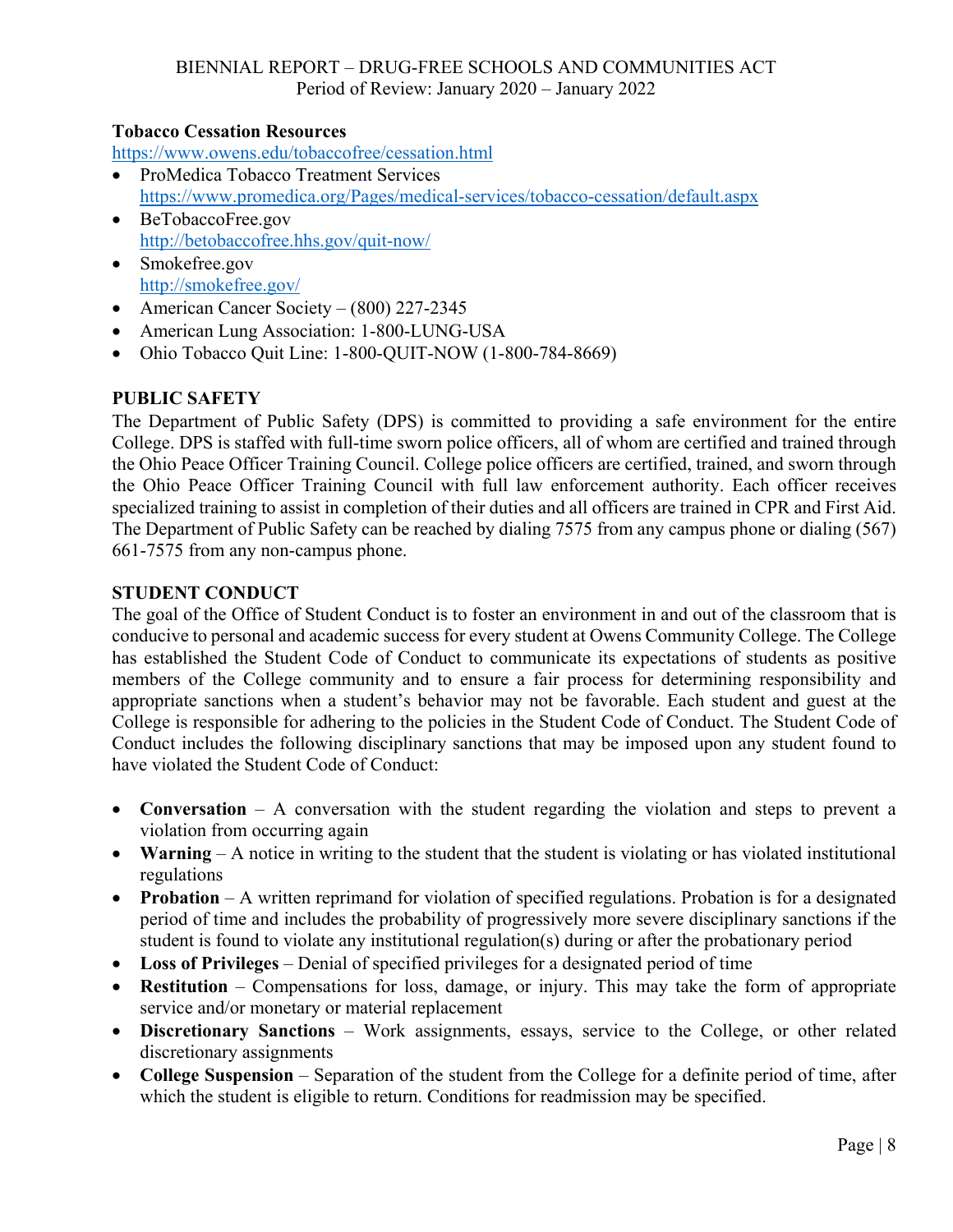**Tobacco Cessation Resources**
https://www.owens.edu/tobaccofree/cessation.html

- ProMedica Tobacco Treatment Services
  https://www.promedica.org/Pages/medical-services/tobacco-cessation/default.aspx
- BeTobaccoFree.gov
  http://betobaccofree.hhs.gov/quit-now/
- Smokefree.gov
  http://smokefree.gov/
- American Cancer Society – (800) 227-2345
- American Lung Association: 1-800-LUNG-USA
- Ohio Tobacco Quit Line: 1-800-QUIT-NOW (1-800-784-8669)

**PUBLIC SAFETY**

The Department of Public Safety (DPS) is committed to providing a safe environment for the entire College. DPS is staffed with full-time sworn police officers, all of whom are certified and trained through the Ohio Peace Officer Training Council. College police officers are certified, trained, and sworn through the Ohio Peace Officer Training Council with full law enforcement authority. Each officer receives specialized training to assist in completion of their duties and all officers are trained in CPR and First Aid. The Department of Public Safety can be reached by dialing 7575 from any campus phone or dialing (567) 661-7575 from any non-campus phone.

**STUDENT CONDUCT**

The goal of the Office of Student Conduct is to foster an environment in and out of the classroom that is conducive to personal and academic success for every student at Owens Community College. The College has established the Student Code of Conduct to communicate its expectations of students as positive members of the College community and to ensure a fair process for determining responsibility and appropriate sanctions when a student's behavior may not be favorable. Each student and guest at the College is responsible for adhering to the policies in the Student Code of Conduct. The Student Code of Conduct includes the following disciplinary sanctions that may be imposed upon any student found to have violated the Student Code of Conduct:

- **Conversation** – A conversation with the student regarding the violation and steps to prevent a violation from occurring again
- **Warning** – A notice in writing to the student that the student is violating or has violated institutional regulations
- **Probation** – A written reprimand for violation of specified regulations. Probation is for a designated period of time and includes the probability of progressively more severe disciplinary sanctions if the student is found to violate any institutional regulation(s) during or after the probationary period
- **Loss of Privileges** – Denial of specified privileges for a designated period of time
- **Restitution** – Compensations for loss, damage, or injury. This may take the form of appropriate service and/or monetary or material replacement
- **Discretionary Sanctions** – Work assignments, essays, service to the College, or other related discretionary assignments
- **College Suspension** – Separation of the student from the College for a definite period of time, after which the student is eligible to return. Conditions for readmission may be specified.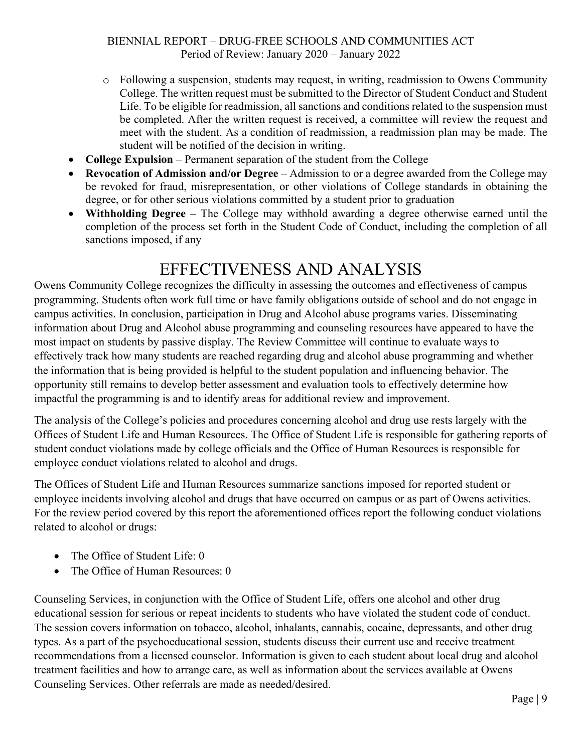- Following a suspension, students may request, in writing, readmission to Owens Community College. The written request must be submitted to the Director of Student Conduct and Student Life. To be eligible for readmission, all sanctions and conditions related to the suspension must be completed. After the written request is received, a committee will review the request and meet with the student. As a condition of readmission, a readmission plan may be made. The student will be notified of the decision in writing.
- **College Expulsion** – Permanent separation of the student from the College
- **Revocation of Admission and/or Degree** – Admission to or a degree awarded from the College may be revoked for fraud, misrepresentation, or other violations of College standards in obtaining the degree, or for other serious violations committed by a student prior to graduation
- **Withholding Degree** – The College may withhold awarding a degree otherwise earned until the completion of the process set forth in the Student Code of Conduct, including the completion of all sanctions imposed, if any

# EFFECTIVENESS AND ANALYSIS

Owens Community College recognizes the difficulty in assessing the outcomes and effectiveness of campus programming. Students often work full time or have family obligations outside of school and do not engage in campus activities. In conclusion, participation in Drug and Alcohol abuse programs varies. Disseminating information about Drug and Alcohol abuse programming and counseling resources have appeared to have the most impact on students by passive display. The Review Committee will continue to evaluate ways to effectively track how many students are reached regarding drug and alcohol abuse programming and whether the information that is being provided is helpful to the student population and influencing behavior. The opportunity still remains to develop better assessment and evaluation tools to effectively determine how impactful the programming is and to identify areas for additional review and improvement.

The analysis of the College's policies and procedures concerning alcohol and drug use rests largely with the Offices of Student Life and Human Resources. The Office of Student Life is responsible for gathering reports of student conduct violations made by college officials and the Office of Human Resources is responsible for employee conduct violations related to alcohol and drugs.

The Offices of Student Life and Human Resources summarize sanctions imposed for reported student or employee incidents involving alcohol and drugs that have occurred on campus or as part of Owens activities. For the review period covered by this report the aforementioned offices report the following conduct violations related to alcohol or drugs:

- The Office of Student Life: 0
- The Office of Human Resources: 0

Counseling Services, in conjunction with the Office of Student Life, offers one alcohol and other drug educational session for serious or repeat incidents to students who have violated the student code of conduct. The session covers information on tobacco, alcohol, inhalants, cannabis, cocaine, depressants, and other drug types. As a part of the psychoeducational session, students discuss their current use and receive treatment recommendations from a licensed counselor. Information is given to each student about local drug and alcohol treatment facilities and how to arrange care, as well as information about the services available at Owens Counseling Services. Other referrals are made as needed/desired.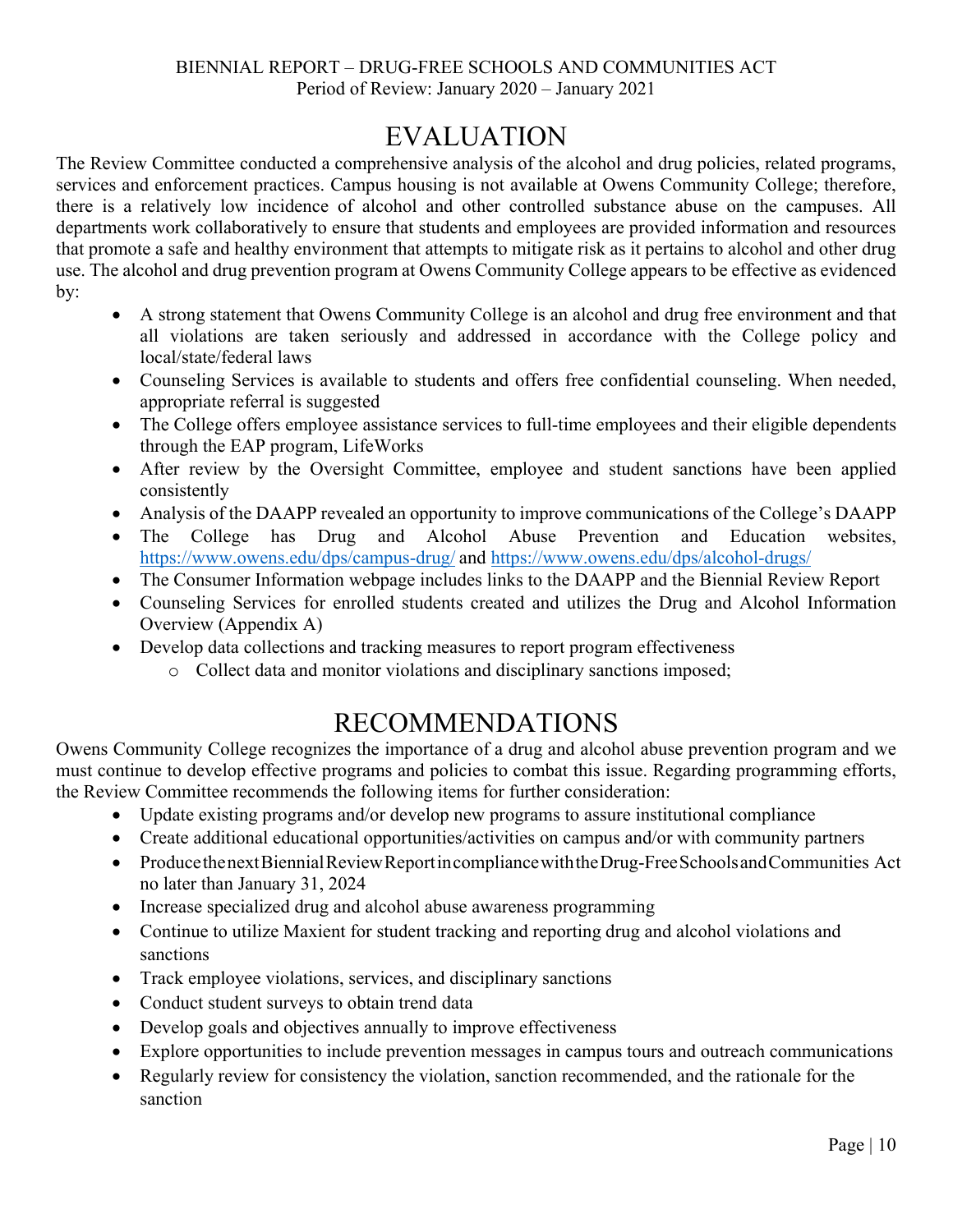# EVALUATION

The Review Committee conducted a comprehensive analysis of the alcohol and drug policies, related programs, services and enforcement practices. Campus housing is not available at Owens Community College; therefore, there is a relatively low incidence of alcohol and other controlled substance abuse on the campuses. All departments work collaboratively to ensure that students and employees are provided information and resources that promote a safe and healthy environment that attempts to mitigate risk as it pertains to alcohol and other drug use. The alcohol and drug prevention program at Owens Community College appears to be effective as evidenced by:

- A strong statement that Owens Community College is an alcohol and drug free environment and that all violations are taken seriously and addressed in accordance with the College policy and local/state/federal laws
- Counseling Services is available to students and offers free confidential counseling. When needed, appropriate referral is suggested
- The College offers employee assistance services to full-time employees and their eligible dependents through the EAP program, LifeWorks
- After review by the Oversight Committee, employee and student sanctions have been applied consistently
- Analysis of the DAAPP revealed an opportunity to improve communications of the College's DAAPP
- The College has Drug and Alcohol Abuse Prevention and Education websites, https://www.owens.edu/dps/campus-drug/ and https://www.owens.edu/dps/alcohol-drugs/
- The Consumer Information webpage includes links to the DAAPP and the Biennial Review Report
- Counseling Services for enrolled students created and utilizes the Drug and Alcohol Information Overview (Appendix A)
- Develop data collections and tracking measures to report program effectiveness
    - Collect data and monitor violations and disciplinary sanctions imposed;

# RECOMMENDATIONS

Owens Community College recognizes the importance of a drug and alcohol abuse prevention program and we must continue to develop effective programs and policies to combat this issue. Regarding programming efforts, the Review Committee recommends the following items for further consideration:

- Update existing programs and/or develop new programs to assure institutional compliance
- Create additional educational opportunities/activities on campus and/or with community partners
- Produce the next Biennial Review Report in compliance with the Drug-Free Schools and Communities Act no later than January 31, 2024
- Increase specialized drug and alcohol abuse awareness programming
- Continue to utilize Maxient for student tracking and reporting drug and alcohol violations and sanctions
- Track employee violations, services, and disciplinary sanctions
- Conduct student surveys to obtain trend data
- Develop goals and objectives annually to improve effectiveness
- Explore opportunities to include prevention messages in campus tours and outreach communications
- Regularly review for consistency the violation, sanction recommended, and the rationale for the sanction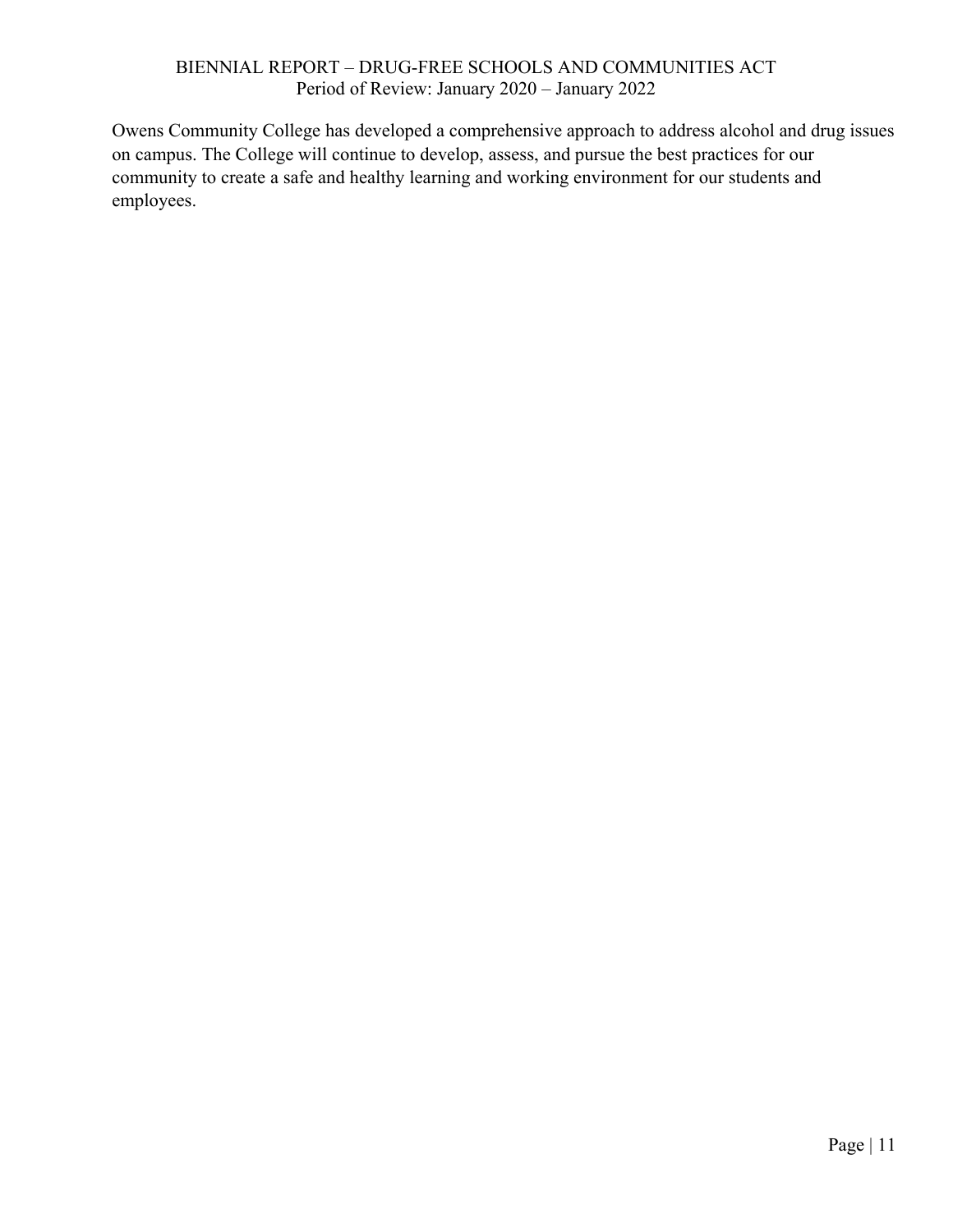Owens Community College has developed a comprehensive approach to address alcohol and drug issues on campus. The College will continue to develop, assess, and pursue the best practices for our community to create a safe and healthy learning and working environment for our students and employees.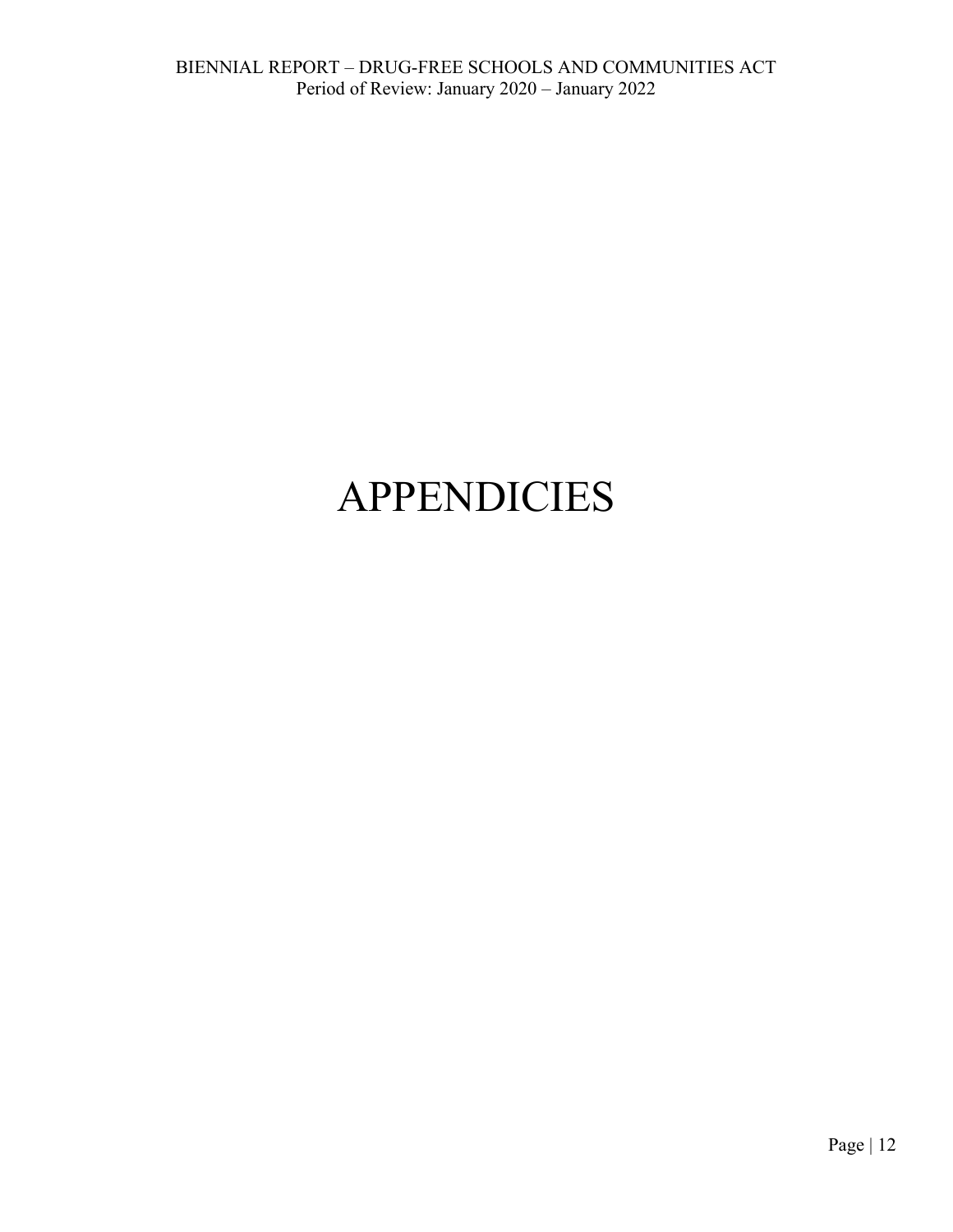# APPENDICIES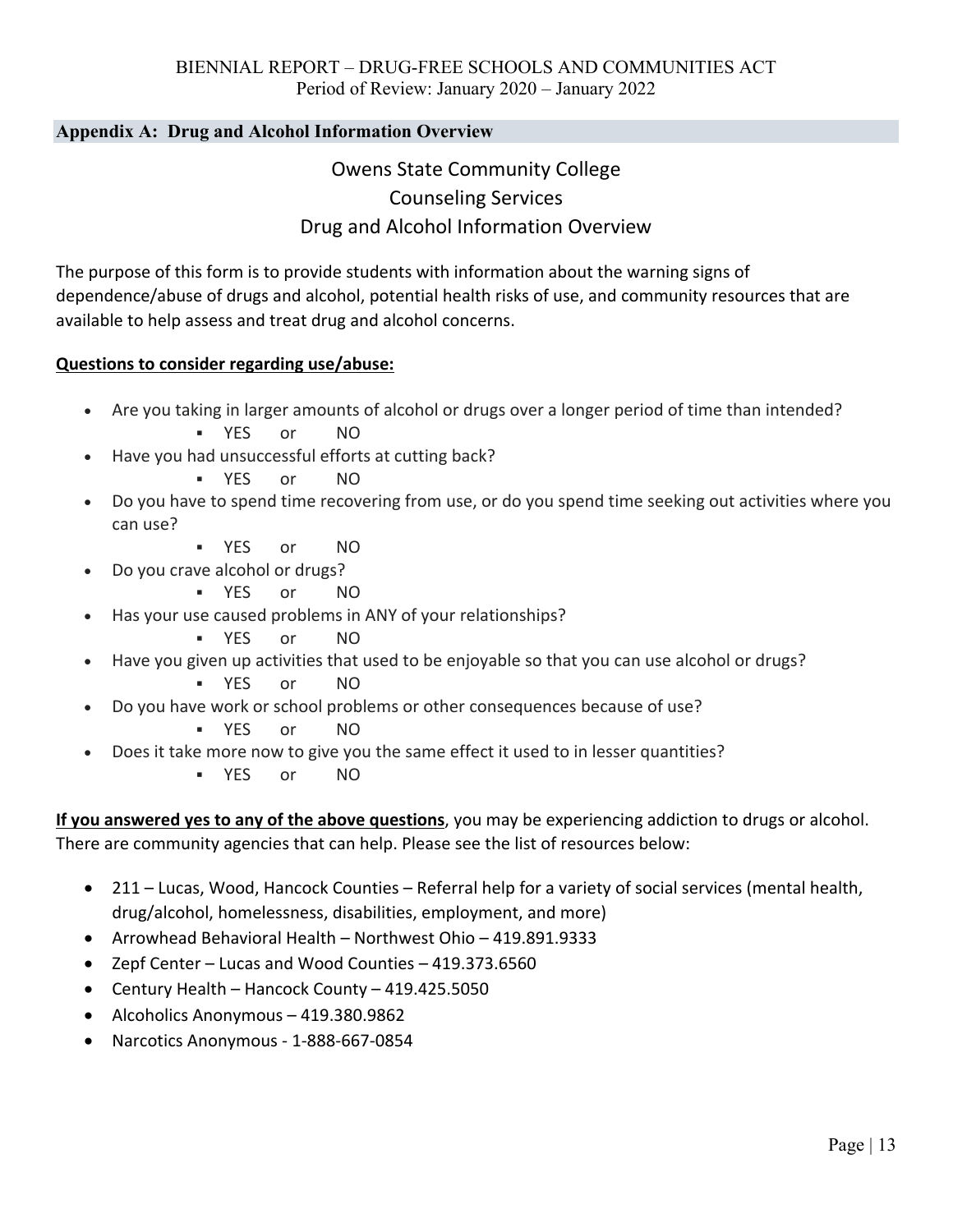## Appendix A: Drug and Alcohol Information Overview

# Owens State Community College
# Counseling Services
# Drug and Alcohol Information Overview

The purpose of this form is to provide students with information about the warning signs of dependence/abuse of drugs and alcohol, potential health risks of use, and community resources that are available to help assess and treat drug and alcohol concerns.

**Questions to consider regarding use/abuse:**

- Are you taking in larger amounts of alcohol or drugs over a longer period of time than intended?
  - YES or NO
- Have you had unsuccessful efforts at cutting back?
  - YES or NO
- Do you have to spend time recovering from use, or do you spend time seeking out activities where you can use?
  - YES or NO
- Do you crave alcohol or drugs?
  - YES or NO
- Has your use caused problems in ANY of your relationships?
  - YES or NO
- Have you given up activities that used to be enjoyable so that you can use alcohol or drugs?
  - YES or NO
- Do you have work or school problems or other consequences because of use?
  - YES or NO
- Does it take more now to give you the same effect it used to in lesser quantities?
  - YES or NO

**If you answered yes to any of the above questions**, you may be experiencing addiction to drugs or alcohol. There are community agencies that can help. Please see the list of resources below:

- 211 – Lucas, Wood, Hancock Counties – Referral help for a variety of social services (mental health, drug/alcohol, homelessness, disabilities, employment, and more)
- Arrowhead Behavioral Health – Northwest Ohio – 419.891.9333
- Zepf Center – Lucas and Wood Counties – 419.373.6560
- Century Health – Hancock County – 419.425.5050
- Alcoholics Anonymous – 419.380.9862
- Narcotics Anonymous - 1-888-667-0854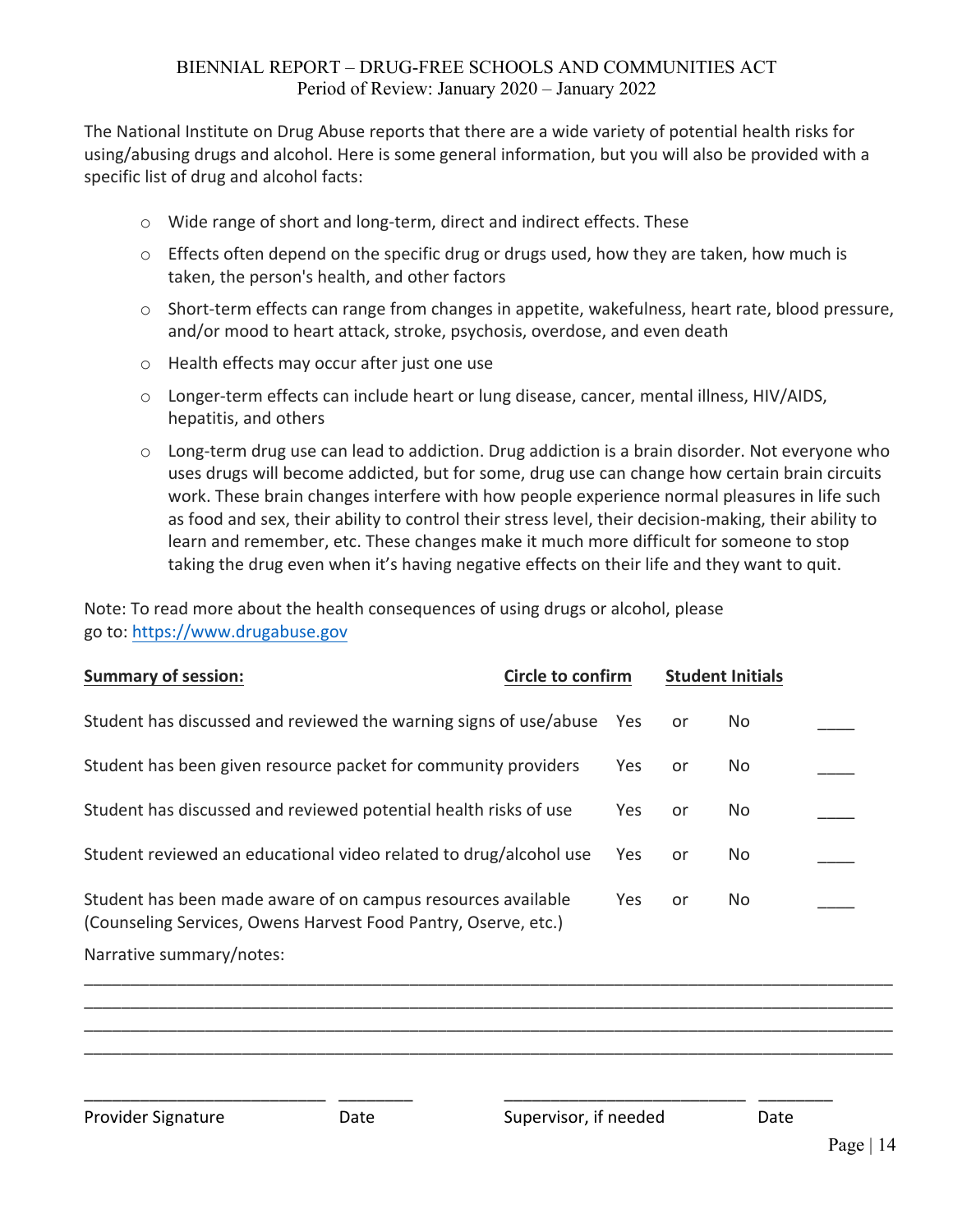The National Institute on Drug Abuse reports that there are a wide variety of potential health risks for using/abusing drugs and alcohol. Here is some general information, but you will also be provided with a specific list of drug and alcohol facts:

- Wide range of short and long-term, direct and indirect effects. These
- Effects often depend on the specific drug or drugs used, how they are taken, how much is taken, the person's health, and other factors
- Short-term effects can range from changes in appetite, wakefulness, heart rate, blood pressure, and/or mood to heart attack, stroke, psychosis, overdose, and even death
- Health effects may occur after just one use
- Longer-term effects can include heart or lung disease, cancer, mental illness, HIV/AIDS, hepatitis, and others
- Long-term drug use can lead to addiction. Drug addiction is a brain disorder. Not everyone who uses drugs will become addicted, but for some, drug use can change how certain brain circuits work. These brain changes interfere with how people experience normal pleasures in life such as food and sex, their ability to control their stress level, their decision-making, their ability to learn and remember, etc. These changes make it much more difficult for someone to stop taking the drug even when it's having negative effects on their life and they want to quit.

Note: To read more about the health consequences of using drugs or alcohol, please go to: https://www.drugabuse.gov

| **Summary of session:** | **Circle to confirm** | **Student Initials** |
|---|---|---|
| Student has discussed and reviewed the warning signs of use/abuse | Yes or No | ____ |
| Student has been given resource packet for community providers | Yes or No | ____ |
| Student has discussed and reviewed potential health risks of use | Yes or No | ____ |
| Student reviewed an educational video related to drug/alcohol use | Yes or No | ____ |
| Student has been made aware of on campus resources available (Counseling Services, Owens Harvest Food Pantry, Oserve, etc.) | Yes or No | ____ |

Narrative summary/notes:

________________________________________________________________________________
________________________________________________________________________________
________________________________________________________________________________
________________________________________________________________________________

__________________________ ________ __________________________ ________

Provider Signature Date Supervisor, if needed Date